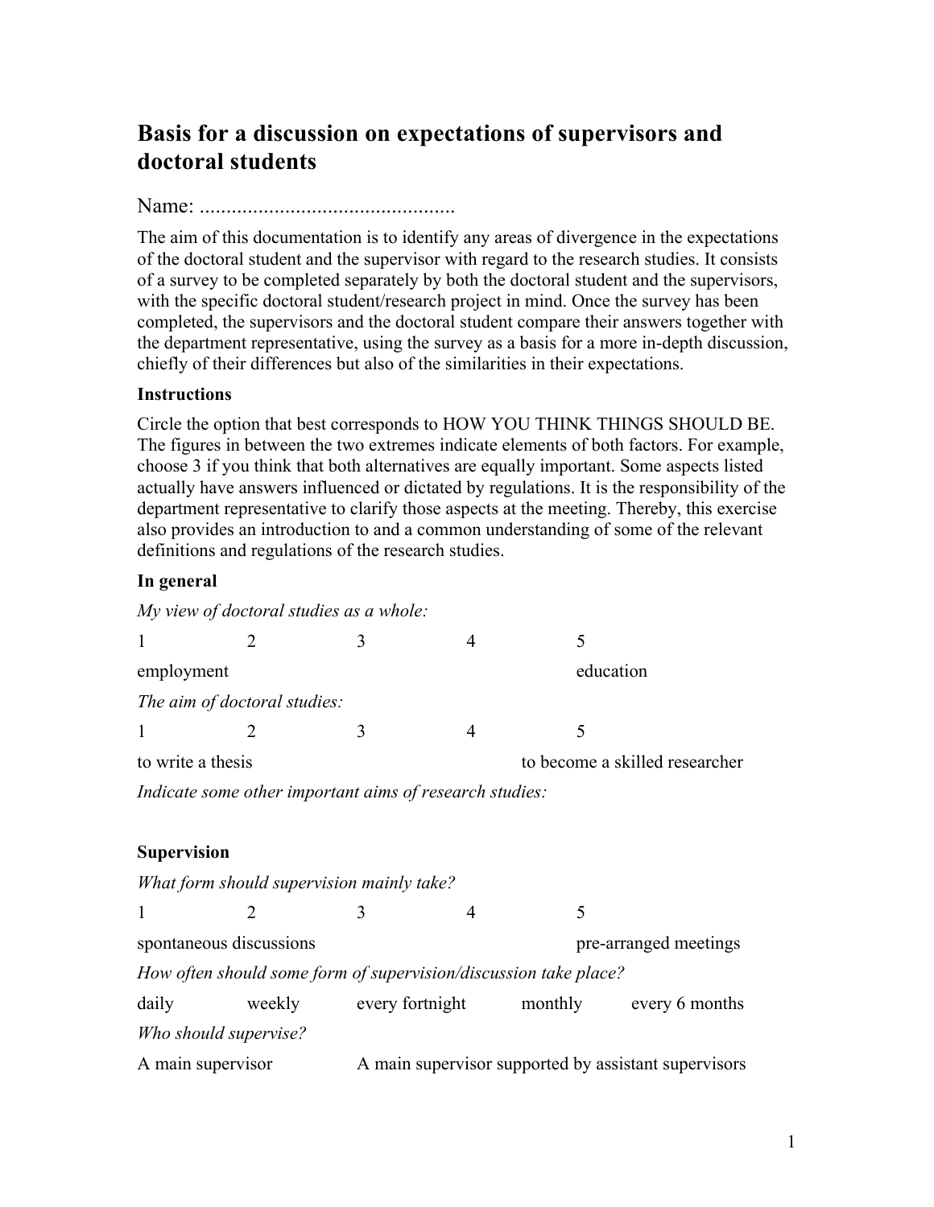# Basis for a discussion on expectations of supervisors and doctoral students

Name: ...............................................

The aim of this documentation is to identify any areas of divergence in the expectations of the doctoral student and the supervisor with regard to the research studies. It consists of a survey to be completed separately by both the doctoral student and the supervisors, with the specific doctoral student/research project in mind. Once the survey has been completed, the supervisors and the doctoral student compare their answers together with the department representative, using the survey as a basis for a more in-depth discussion, chiefly of their differences but also of the similarities in their expectations.

### Instructions

Circle the option that best corresponds to HOW YOU THINK THINGS SHOULD BE. The figures in between the two extremes indicate elements of both factors. For example, choose 3 if you think that both alternatives are equally important. Some aspects listed actually have answers influenced or dictated by regulations. It is the responsibility of the department representative to clarify those aspects at the meeting. Thereby, this exercise also provides an introduction to and a common understanding of some of the relevant definitions and regulations of the research studies.

### In general

*My view of doctoral studies as a whole:*

| 1 | 2 | 3 | 4 | 5 |
|---|---|---|---|---|
| employment | | | | education |

*The aim of doctoral studies:*

| 1 | 2 | 3 | 4 | 5 |
|---|---|---|---|---|
| to write a thesis | | | | to become a skilled researcher |

*Indicate some other important aims of research studies:*

### Supervision

*What form should supervision mainly take?*

| 1 | 2 | 3 | 4 | 5 |
|---|---|---|---|---|
| spontaneous discussions | | | | pre-arranged meetings |

*How often should some form of supervision/discussion take place?*

daily    weekly    every fortnight    monthly    every 6 months

*Who should supervise?*

A main supervisor    A main supervisor supported by assistant supervisors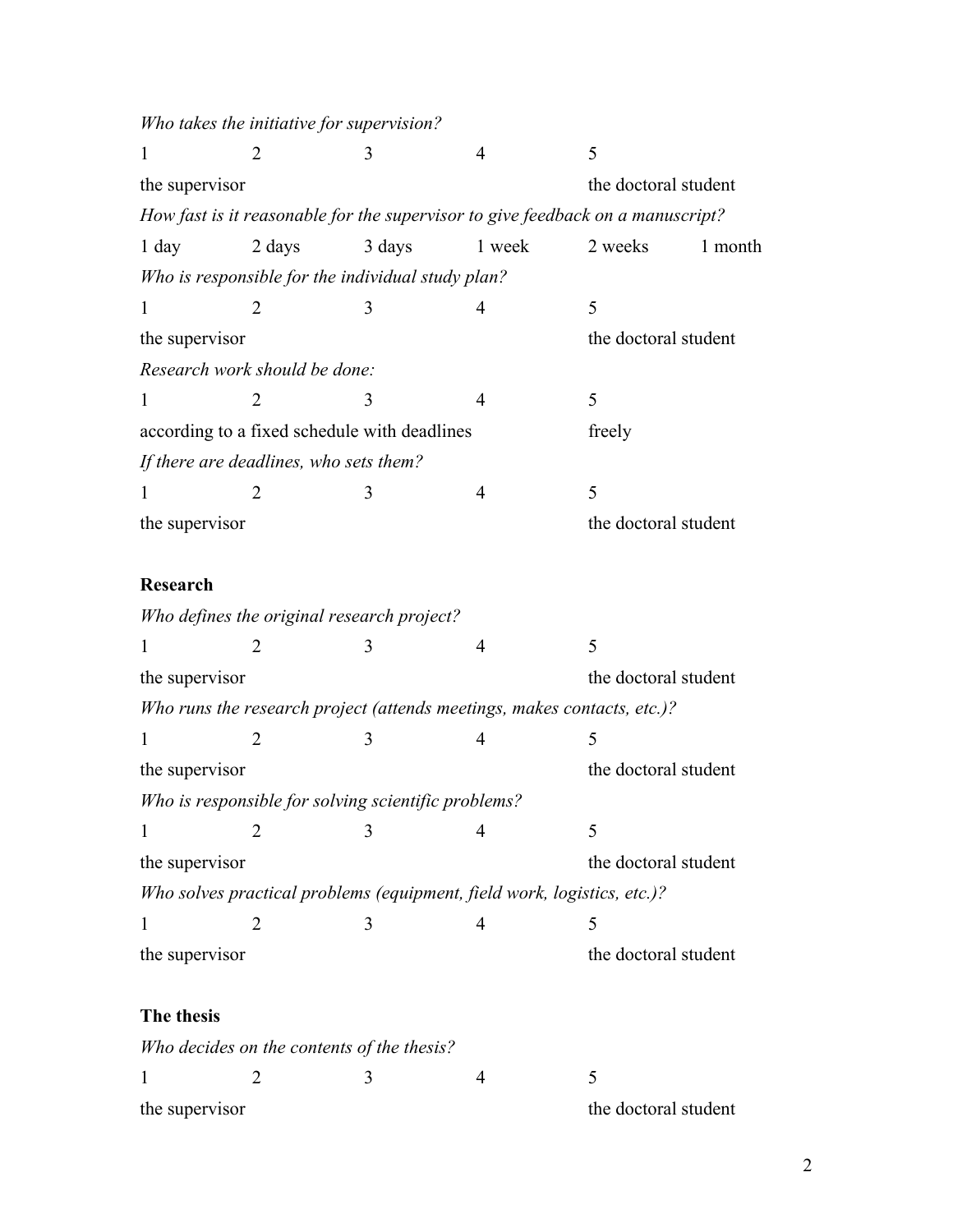*Who takes the initiative for supervision?*

| 1 | 2 | 3 | 4 | 5 |
|---|---|---|---|---|
| the supervisor | | | | the doctoral student |

*How fast is it reasonable for the supervisor to give feedback on a manuscript?*

| 1 day | 2 days | 3 days | 1 week | 2 weeks | 1 month |
|---|---|---|---|---|---|

*Who is responsible for the individual study plan?*

| 1 | 2 | 3 | 4 | 5 |
|---|---|---|---|---|
| the supervisor | | | | the doctoral student |

*Research work should be done:*

| 1 | 2 | 3 | 4 | 5 |
|---|---|---|---|---|
| according to a fixed schedule with deadlines | | | | freely |

*If there are deadlines, who sets them?*

| 1 | 2 | 3 | 4 | 5 |
|---|---|---|---|---|
| the supervisor | | | | the doctoral student |

**Research**

*Who defines the original research project?*

| 1 | 2 | 3 | 4 | 5 |
|---|---|---|---|---|
| the supervisor | | | | the doctoral student |

*Who runs the research project (attends meetings, makes contacts, etc.)?*

| 1 | 2 | 3 | 4 | 5 |
|---|---|---|---|---|
| the supervisor | | | | the doctoral student |

*Who is responsible for solving scientific problems?*

| 1 | 2 | 3 | 4 | 5 |
|---|---|---|---|---|
| the supervisor | | | | the doctoral student |

*Who solves practical problems (equipment, field work, logistics, etc.)?*

| 1 | 2 | 3 | 4 | 5 |
|---|---|---|---|---|
| the supervisor | | | | the doctoral student |

**The thesis**

*Who decides on the contents of the thesis?*

| 1 | 2 | 3 | 4 | 5 |
|---|---|---|---|---|
| the supervisor | | | | the doctoral student |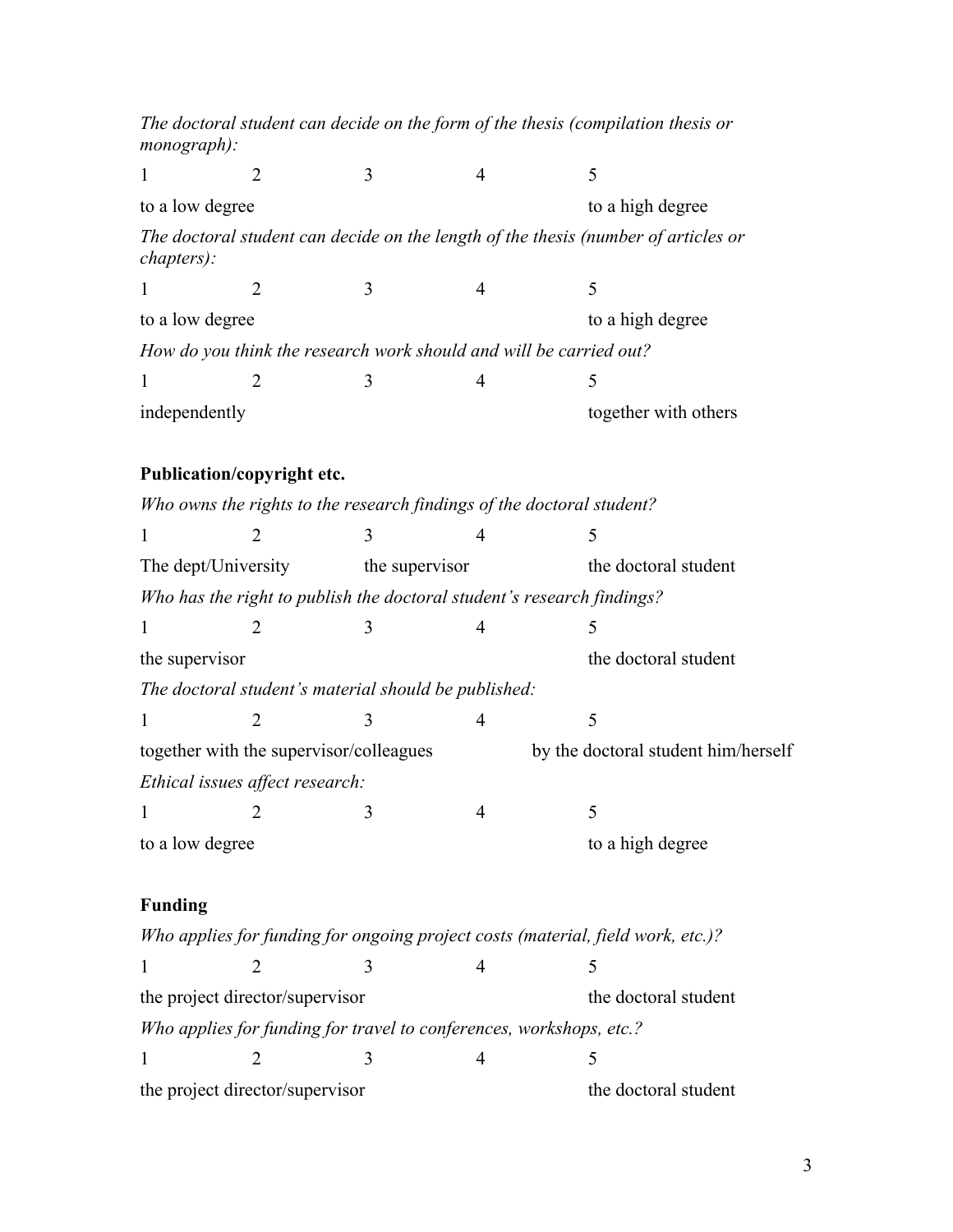*The doctoral student can decide on the form of the thesis (compilation thesis or monograph):*

| 1 | 2 | 3 | 4 | 5 |
|---|---|---|---|---|
| to a low degree | | | | to a high degree |

*The doctoral student can decide on the length of the thesis (number of articles or chapters):*

| 1 | 2 | 3 | 4 | 5 |
|---|---|---|---|---|
| to a low degree | | | | to a high degree |

*How do you think the research work should and will be carried out?*

| 1 | 2 | 3 | 4 | 5 |
|---|---|---|---|---|
| independently | | | | together with others |

**Publication/copyright etc.**

*Who owns the rights to the research findings of the doctoral student?*

| 1 | 2 | 3 | 4 | 5 |
|---|---|---|---|---|
| The dept/University | | the supervisor | | the doctoral student |

*Who has the right to publish the doctoral student's research findings?*

| 1 | 2 | 3 | 4 | 5 |
|---|---|---|---|---|
| the supervisor | | | | the doctoral student |

*The doctoral student's material should be published:*

| 1 | 2 | 3 | 4 | 5 |
|---|---|---|---|---|
| together with the supervisor/colleagues | | | | by the doctoral student him/herself |

*Ethical issues affect research:*

| 1 | 2 | 3 | 4 | 5 |
|---|---|---|---|---|
| to a low degree | | | | to a high degree |

**Funding**

*Who applies for funding for ongoing project costs (material, field work, etc.)?*

| 1 | 2 | 3 | 4 | 5 |
|---|---|---|---|---|
| the project director/supervisor | | | | the doctoral student |

*Who applies for funding for travel to conferences, workshops, etc.?*

| 1 | 2 | 3 | 4 | 5 |
|---|---|---|---|---|
| the project director/supervisor | | | | the doctoral student |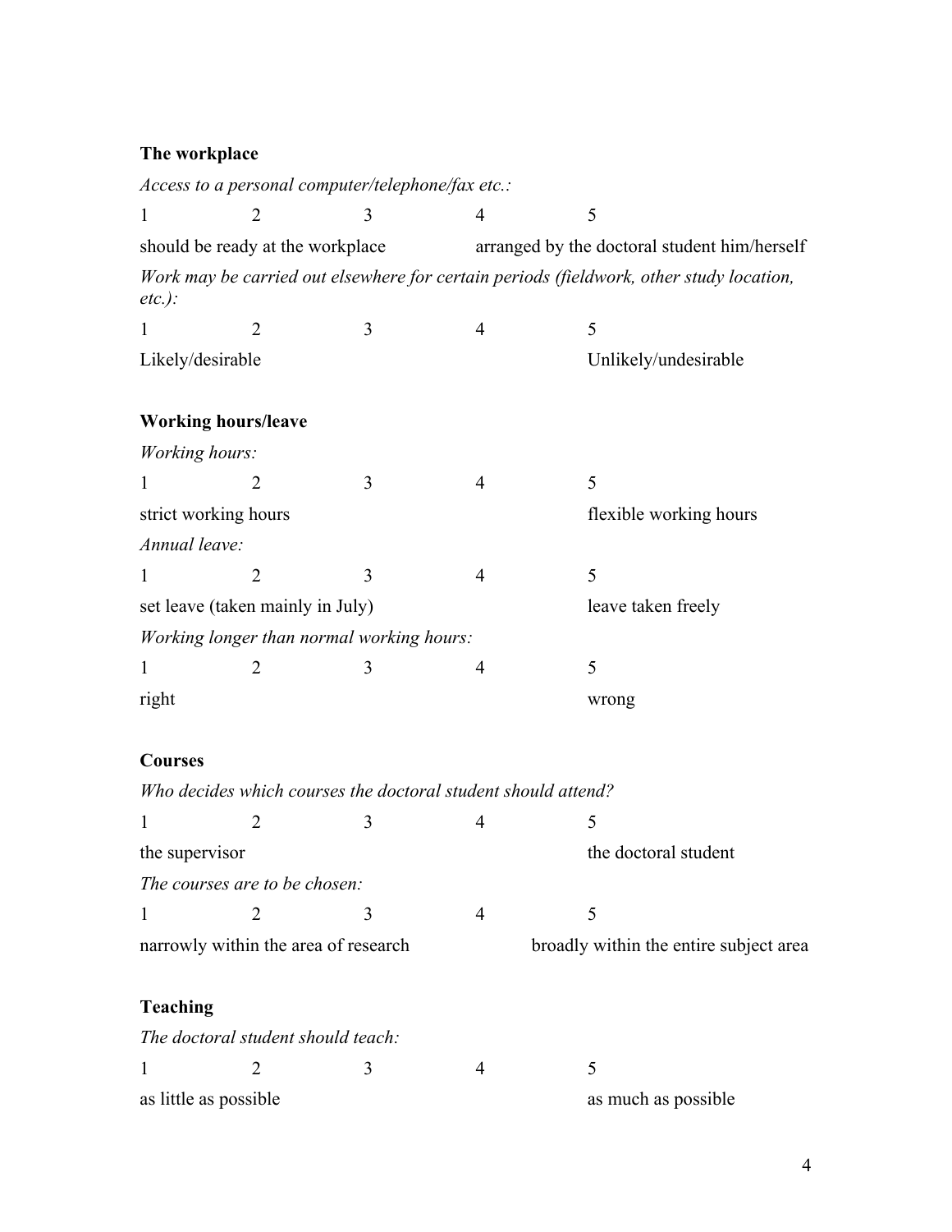**The workplace**

*Access to a personal computer/telephone/fax etc.:*

1 2 3 4 5

should be ready at the workplace — arranged by the doctoral student him/herself

*Work may be carried out elsewhere for certain periods (fieldwork, other study location, etc.):*

1 2 3 4 5

Likely/desirable — Unlikely/undesirable

**Working hours/leave**

*Working hours:*

1 2 3 4 5

strict working hours — flexible working hours

*Annual leave:*

1 2 3 4 5

set leave (taken mainly in July) — leave taken freely

*Working longer than normal working hours:*

1 2 3 4 5

right — wrong

**Courses**

*Who decides which courses the doctoral student should attend?*

1 2 3 4 5

the supervisor — the doctoral student

*The courses are to be chosen:*

1 2 3 4 5

narrowly within the area of research — broadly within the entire subject area

**Teaching**

*The doctoral student should teach:*

1 2 3 4 5

as little as possible — as much as possible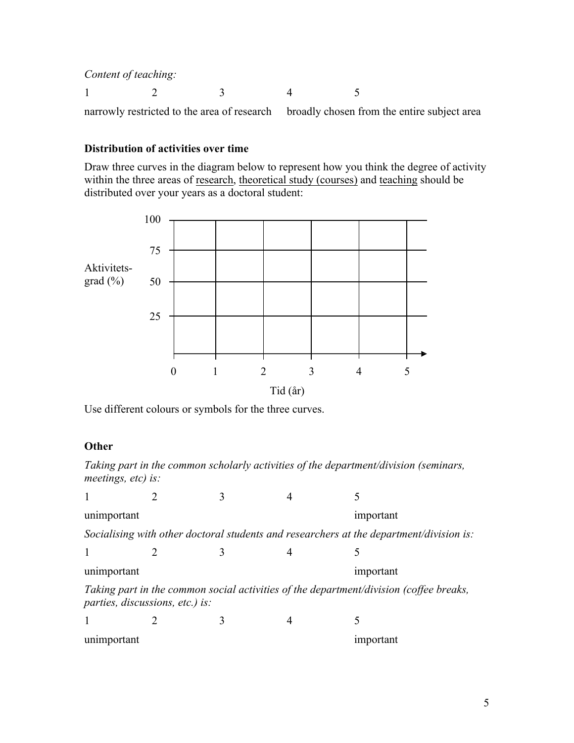*Content of teaching:*

1 2 3 4 5

narrowly restricted to the area of research — broadly chosen from the entire subject area

**Distribution of activities over time**

Draw three curves in the diagram below to represent how you think the degree of activity within the three areas of research, theoretical study (courses) and teaching should be distributed over your years as a doctoral student:

Aktivitets-grad (%)

100

75

50

25

0 1 2 3 4 5

Tid (år)

Use different colours or symbols for the three curves.

**Other**

*Taking part in the common scholarly activities of the department/division (seminars, meetings, etc) is:*

1 2 3 4 5

unimportant — important

*Socialising with other doctoral students and researchers at the department/division is:*

1 2 3 4 5

unimportant — important

*Taking part in the common social activities of the department/division (coffee breaks, parties, discussions, etc.) is:*

1 2 3 4 5

unimportant — important